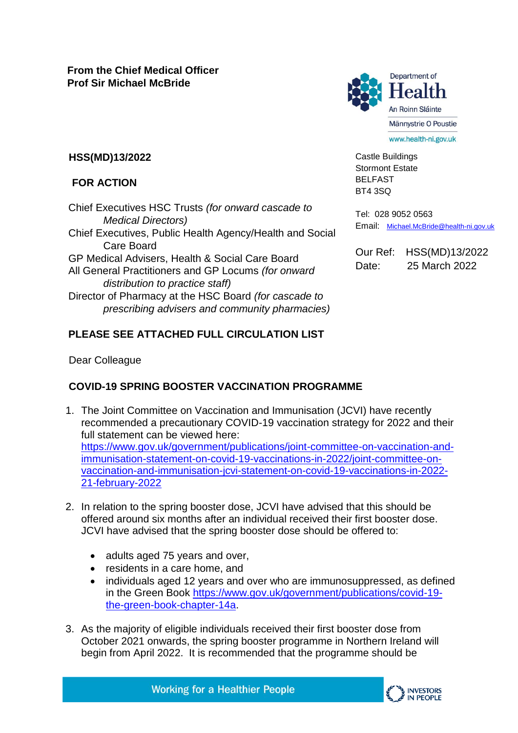**From the Chief Medical Officer**
**Prof Sir Michael McBride**

Department of Health
An Roinn Sláinte
Männystrie O Poustie
www.health-ni.gov.uk

**HSS(MD)13/2022**

**FOR ACTION**

Chief Executives HSC Trusts *(for onward cascade to Medical Directors)*
Chief Executives, Public Health Agency/Health and Social Care Board
GP Medical Advisers, Health & Social Care Board
All General Practitioners and GP Locums *(for onward distribution to practice staff)*
Director of Pharmacy at the HSC Board *(for cascade to prescribing advisers and community pharmacies)*

Castle Buildings
Stormont Estate
BELFAST
BT4 3SQ

Tel: 028 9052 0563
Email: Michael.McBride@health-ni.gov.uk

Our Ref: HSS(MD)13/2022
Date: 25 March 2022

**PLEASE SEE ATTACHED FULL CIRCULATION LIST**

Dear Colleague

**COVID-19 SPRING BOOSTER VACCINATION PROGRAMME**

1. The Joint Committee on Vaccination and Immunisation (JCVI) have recently recommended a precautionary COVID-19 vaccination strategy for 2022 and their full statement can be viewed here: https://www.gov.uk/government/publications/joint-committee-on-vaccination-and-immunisation-statement-on-covid-19-vaccinations-in-2022/joint-committee-on-vaccination-and-immunisation-jcvi-statement-on-covid-19-vaccinations-in-2022-21-february-2022

2. In relation to the spring booster dose, JCVI have advised that this should be offered around six months after an individual received their first booster dose. JCVI have advised that the spring booster dose should be offered to:

   - adults aged 75 years and over,
   - residents in a care home, and
   - individuals aged 12 years and over who are immunosuppressed, as defined in the Green Book https://www.gov.uk/government/publications/covid-19-the-green-book-chapter-14a.

3. As the majority of eligible individuals received their first booster dose from October 2021 onwards, the spring booster programme in Northern Ireland will begin from April 2022. It is recommended that the programme should be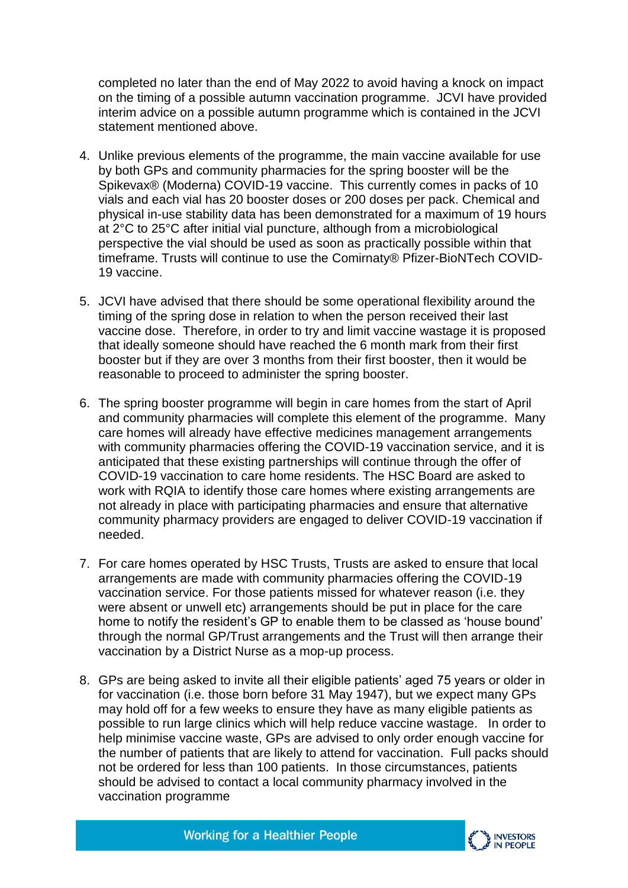completed no later than the end of May 2022 to avoid having a knock on impact on the timing of a possible autumn vaccination programme. JCVI have provided interim advice on a possible autumn programme which is contained in the JCVI statement mentioned above.

4. Unlike previous elements of the programme, the main vaccine available for use by both GPs and community pharmacies for the spring booster will be the Spikevax® (Moderna) COVID-19 vaccine. This currently comes in packs of 10 vials and each vial has 20 booster doses or 200 doses per pack. Chemical and physical in-use stability data has been demonstrated for a maximum of 19 hours at 2°C to 25°C after initial vial puncture, although from a microbiological perspective the vial should be used as soon as practically possible within that timeframe. Trusts will continue to use the Comirnaty® Pfizer-BioNTech COVID-19 vaccine.

5. JCVI have advised that there should be some operational flexibility around the timing of the spring dose in relation to when the person received their last vaccine dose. Therefore, in order to try and limit vaccine wastage it is proposed that ideally someone should have reached the 6 month mark from their first booster but if they are over 3 months from their first booster, then it would be reasonable to proceed to administer the spring booster.

6. The spring booster programme will begin in care homes from the start of April and community pharmacies will complete this element of the programme. Many care homes will already have effective medicines management arrangements with community pharmacies offering the COVID-19 vaccination service, and it is anticipated that these existing partnerships will continue through the offer of COVID-19 vaccination to care home residents. The HSC Board are asked to work with RQIA to identify those care homes where existing arrangements are not already in place with participating pharmacies and ensure that alternative community pharmacy providers are engaged to deliver COVID-19 vaccination if needed.

7. For care homes operated by HSC Trusts, Trusts are asked to ensure that local arrangements are made with community pharmacies offering the COVID-19 vaccination service. For those patients missed for whatever reason (i.e. they were absent or unwell etc) arrangements should be put in place for the care home to notify the resident's GP to enable them to be classed as 'house bound' through the normal GP/Trust arrangements and the Trust will then arrange their vaccination by a District Nurse as a mop-up process.

8. GPs are being asked to invite all their eligible patients' aged 75 years or older in for vaccination (i.e. those born before 31 May 1947), but we expect many GPs may hold off for a few weeks to ensure they have as many eligible patients as possible to run large clinics which will help reduce vaccine wastage. In order to help minimise vaccine waste, GPs are advised to only order enough vaccine for the number of patients that are likely to attend for vaccination. Full packs should not be ordered for less than 100 patients. In those circumstances, patients should be advised to contact a local community pharmacy involved in the vaccination programme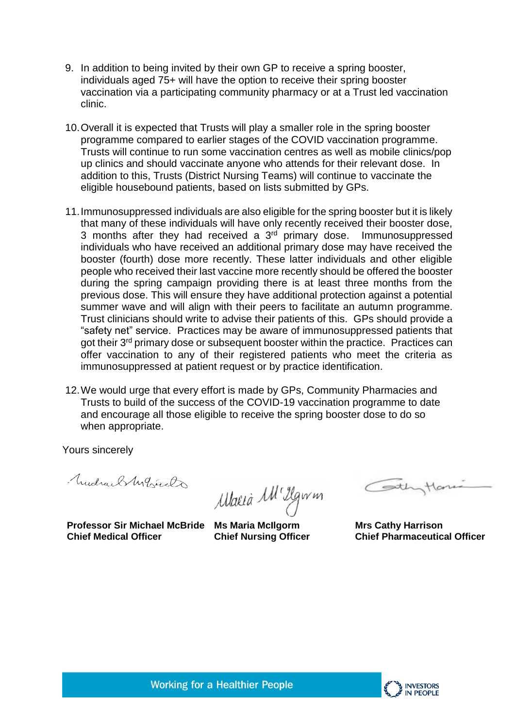9. In addition to being invited by their own GP to receive a spring booster, individuals aged 75+ will have the option to receive their spring booster vaccination via a participating community pharmacy or at a Trust led vaccination clinic.

10. Overall it is expected that Trusts will play a smaller role in the spring booster programme compared to earlier stages of the COVID vaccination programme. Trusts will continue to run some vaccination centres as well as mobile clinics/pop up clinics and should vaccinate anyone who attends for their relevant dose. In addition to this, Trusts (District Nursing Teams) will continue to vaccinate the eligible housebound patients, based on lists submitted by GPs.

11. Immunosuppressed individuals are also eligible for the spring booster but it is likely that many of these individuals will have only recently received their booster dose, 3 months after they had received a 3rd primary dose. Immunosuppressed individuals who have received an additional primary dose may have received the booster (fourth) dose more recently. These latter individuals and other eligible people who received their last vaccine more recently should be offered the booster during the spring campaign providing there is at least three months from the previous dose. This will ensure they have additional protection against a potential summer wave and will align with their peers to facilitate an autumn programme. Trust clinicians should write to advise their patients of this. GPs should provide a "safety net" service. Practices may be aware of immunosuppressed patients that got their 3rd primary dose or subsequent booster within the practice. Practices can offer vaccination to any of their registered patients who meet the criteria as immunosuppressed at patient request or by practice identification.

12. We would urge that every effort is made by GPs, Community Pharmacies and Trusts to build of the success of the COVID-19 vaccination programme to date and encourage all those eligible to receive the spring booster dose to do so when appropriate.

Yours sincerely

| **Professor Sir Michael McBride** | **Ms Maria McIlgorm** | **Mrs Cathy Harrison** |
|---|---|---|
| **Chief Medical Officer** | **Chief Nursing Officer** | **Chief Pharmaceutical Officer** |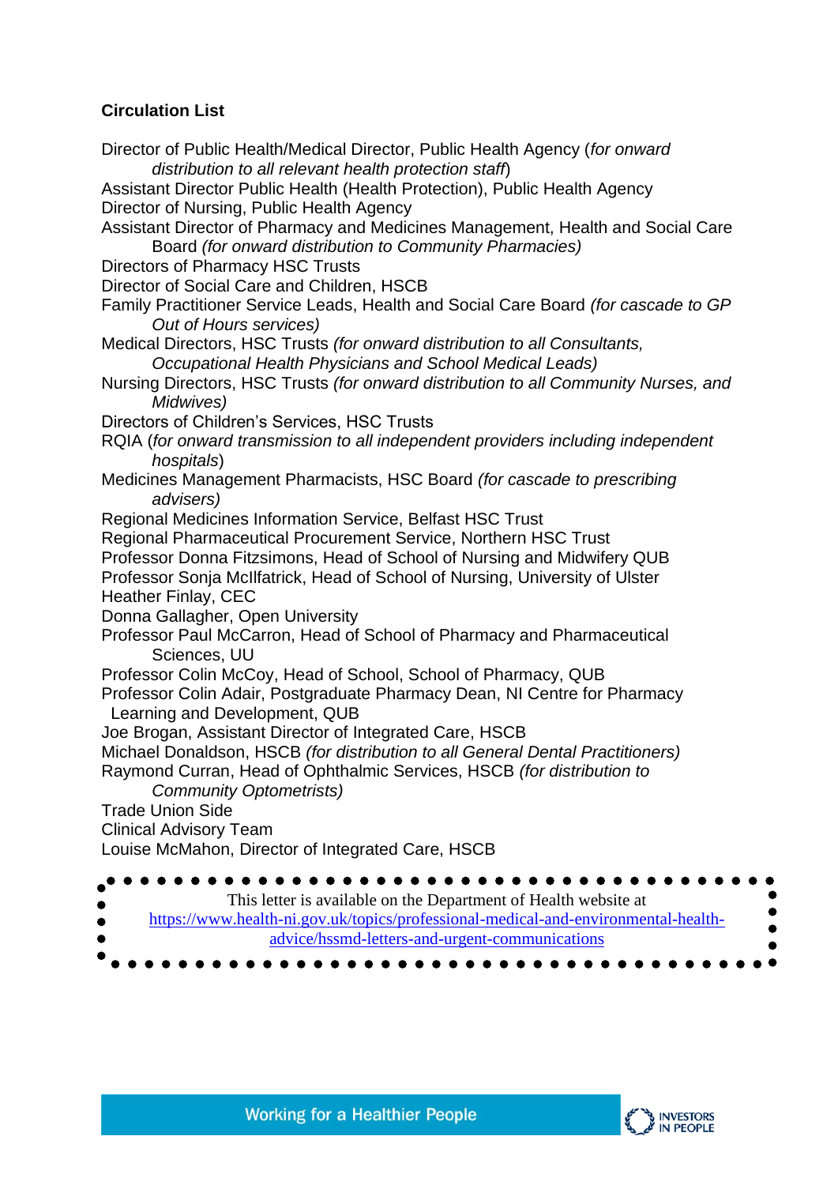**Circulation List**

Director of Public Health/Medical Director, Public Health Agency (*for onward distribution to all relevant health protection staff*)
Assistant Director Public Health (Health Protection), Public Health Agency
Director of Nursing, Public Health Agency
Assistant Director of Pharmacy and Medicines Management, Health and Social Care Board *(for onward distribution to Community Pharmacies)*
Directors of Pharmacy HSC Trusts
Director of Social Care and Children, HSCB
Family Practitioner Service Leads, Health and Social Care Board *(for cascade to GP Out of Hours services)*
Medical Directors, HSC Trusts *(for onward distribution to all Consultants, Occupational Health Physicians and School Medical Leads)*
Nursing Directors, HSC Trusts *(for onward distribution to all Community Nurses, and Midwives)*
Directors of Children's Services, HSC Trusts
RQIA (*for onward transmission to all independent providers including independent hospitals*)
Medicines Management Pharmacists, HSC Board *(for cascade to prescribing advisers)*
Regional Medicines Information Service, Belfast HSC Trust
Regional Pharmaceutical Procurement Service, Northern HSC Trust
Professor Donna Fitzsimons, Head of School of Nursing and Midwifery QUB
Professor Sonja McIlfatrick, Head of School of Nursing, University of Ulster
Heather Finlay, CEC
Donna Gallagher, Open University
Professor Paul McCarron, Head of School of Pharmacy and Pharmaceutical Sciences, UU
Professor Colin McCoy, Head of School, School of Pharmacy, QUB
Professor Colin Adair, Postgraduate Pharmacy Dean, NI Centre for Pharmacy Learning and Development, QUB
Joe Brogan, Assistant Director of Integrated Care, HSCB
Michael Donaldson, HSCB *(for distribution to all General Dental Practitioners)*
Raymond Curran, Head of Ophthalmic Services, HSCB *(for distribution to Community Optometrists)*
Trade Union Side
Clinical Advisory Team
Louise McMahon, Director of Integrated Care, HSCB

This letter is available on the Department of Health website at https://www.health-ni.gov.uk/topics/professional-medical-and-environmental-health-advice/hssmd-letters-and-urgent-communications